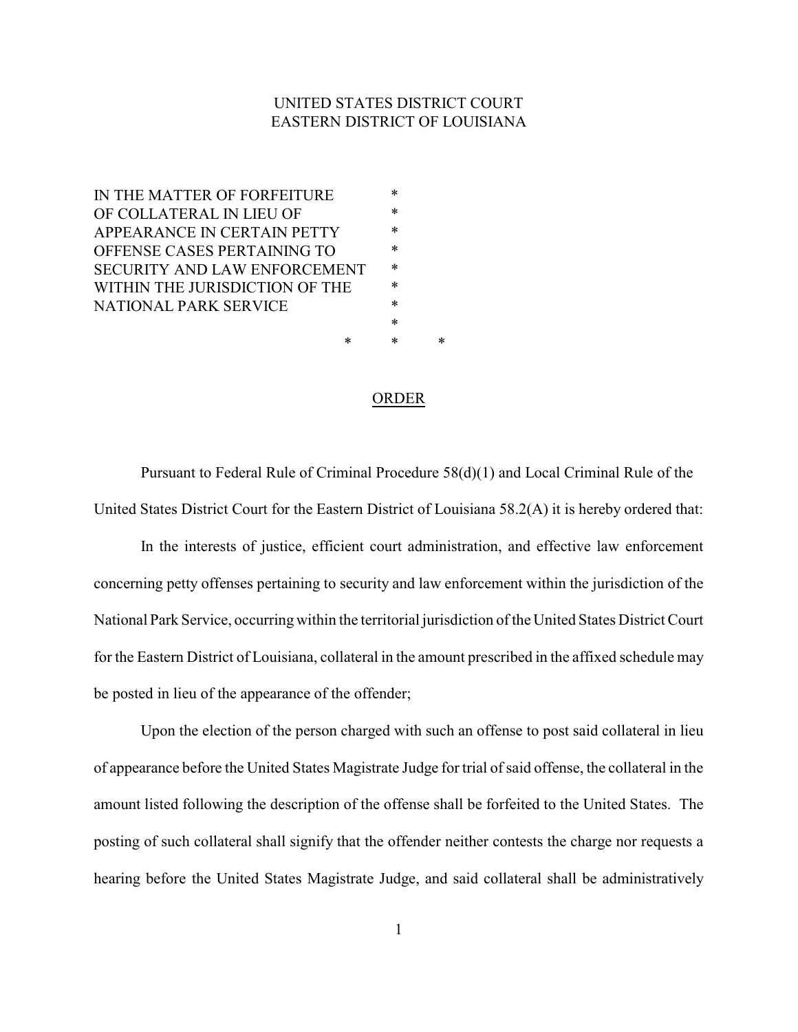UNITED STATES DISTRICT COURT
EASTERN DISTRICT OF LOUISIANA

IN THE MATTER OF FORFEITURE OF COLLATERAL IN LIEU OF APPEARANCE IN CERTAIN PETTY OFFENSE CASES PERTAINING TO SECURITY AND LAW ENFORCEMENT WITHIN THE JURISDICTION OF THE NATIONAL PARK SERVICE

\* \* \*

## ORDER

Pursuant to Federal Rule of Criminal Procedure 58(d)(1) and Local Criminal Rule of the United States District Court for the Eastern District of Louisiana 58.2(A) it is hereby ordered that:

In the interests of justice, efficient court administration, and effective law enforcement concerning petty offenses pertaining to security and law enforcement within the jurisdiction of the National Park Service, occurring within the territorial jurisdiction of the United States District Court for the Eastern District of Louisiana, collateral in the amount prescribed in the affixed schedule may be posted in lieu of the appearance of the offender;

Upon the election of the person charged with such an offense to post said collateral in lieu of appearance before the United States Magistrate Judge for trial of said offense, the collateral in the amount listed following the description of the offense shall be forfeited to the United States. The posting of such collateral shall signify that the offender neither contests the charge nor requests a hearing before the United States Magistrate Judge, and said collateral shall be administratively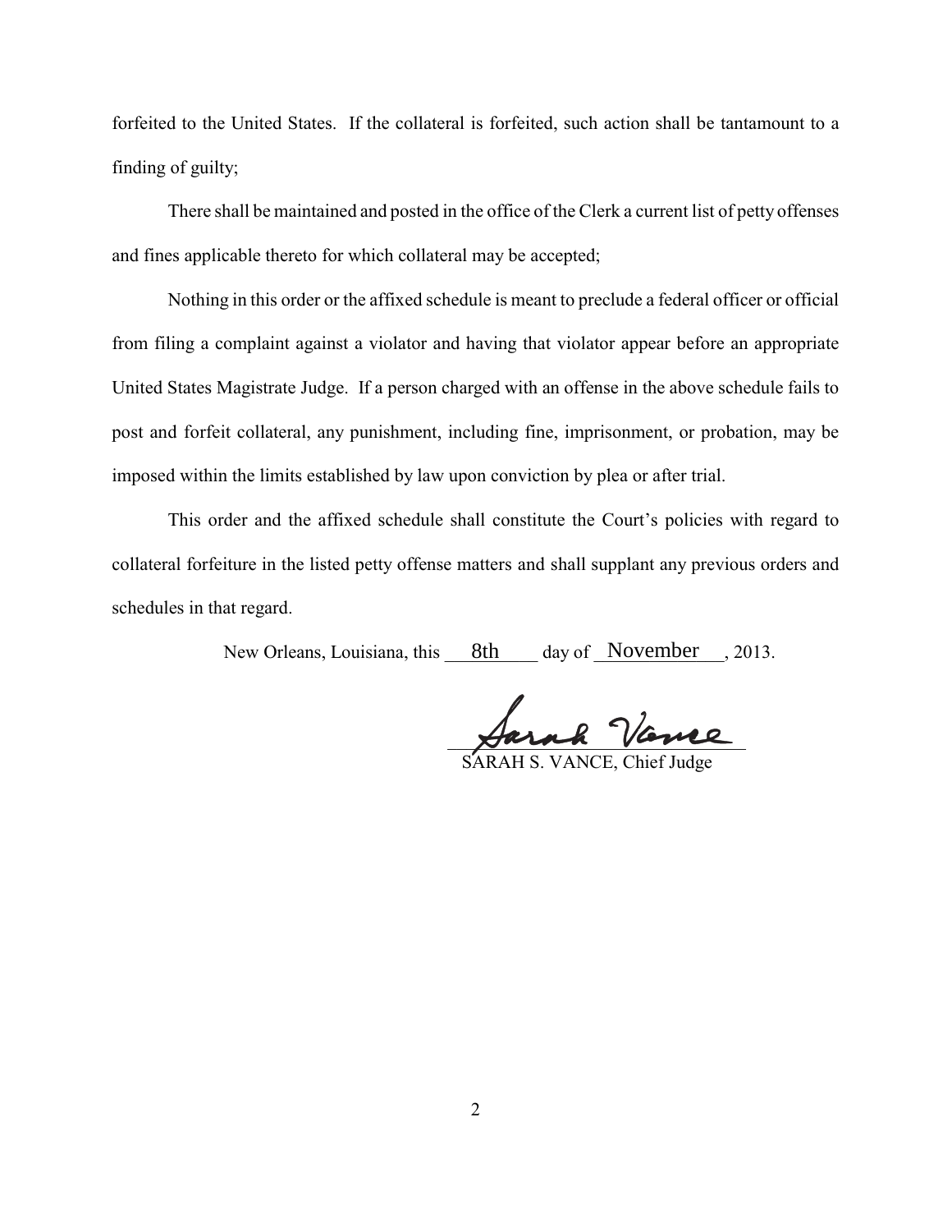forfeited to the United States. If the collateral is forfeited, such action shall be tantamount to a finding of guilty;

There shall be maintained and posted in the office of the Clerk a current list of petty offenses and fines applicable thereto for which collateral may be accepted;

Nothing in this order or the affixed schedule is meant to preclude a federal officer or official from filing a complaint against a violator and having that violator appear before an appropriate United States Magistrate Judge. If a person charged with an offense in the above schedule fails to post and forfeit collateral, any punishment, including fine, imprisonment, or probation, may be imposed within the limits established by law upon conviction by plea or after trial.

This order and the affixed schedule shall constitute the Court's policies with regard to collateral forfeiture in the listed petty offense matters and shall supplant any previous orders and schedules in that regard.

New Orleans, Louisiana, this 8th day of November, 2013.

Sarah Vance

SARAH S. VANCE, Chief Judge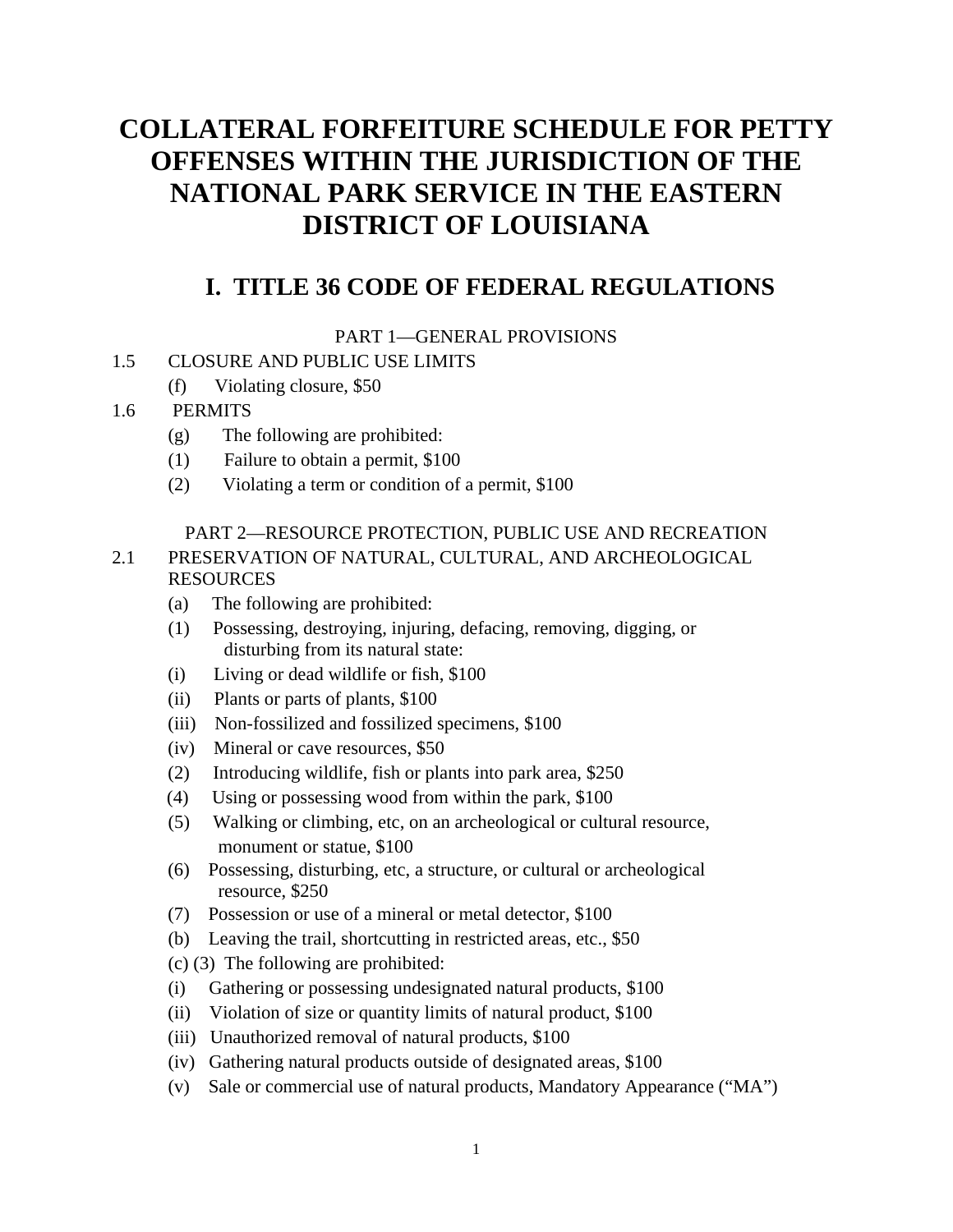# COLLATERAL FORFEITURE SCHEDULE FOR PETTY OFFENSES WITHIN THE JURISDICTION OF THE NATIONAL PARK SERVICE IN THE EASTERN DISTRICT OF LOUISIANA

## I. TITLE 36 CODE OF FEDERAL REGULATIONS

PART 1—GENERAL PROVISIONS

1.5 CLOSURE AND PUBLIC USE LIMITS

(f) Violating closure, $50

1.6 PERMITS

(g) The following are prohibited:

(1) Failure to obtain a permit, $100

(2) Violating a term or condition of a permit, $100

PART 2—RESOURCE PROTECTION, PUBLIC USE AND RECREATION

2.1 PRESERVATION OF NATURAL, CULTURAL, AND ARCHEOLOGICAL RESOURCES

(a) The following are prohibited:

(1) Possessing, destroying, injuring, defacing, removing, digging, or disturbing from its natural state:

(i) Living or dead wildlife or fish, $100

(ii) Plants or parts of plants, $100

(iii) Non-fossilized and fossilized specimens, $100

(iv) Mineral or cave resources, $50

(2) Introducing wildlife, fish or plants into park area, $250

(4) Using or possessing wood from within the park, $100

(5) Walking or climbing, etc, on an archeological or cultural resource, monument or statue, $100

(6) Possessing, disturbing, etc, a structure, or cultural or archeological resource, $250

(7) Possession or use of a mineral or metal detector, $100

(b) Leaving the trail, shortcutting in restricted areas, etc., $50

(c) (3) The following are prohibited:

(i) Gathering or possessing undesignated natural products, $100

(ii) Violation of size or quantity limits of natural product, $100

(iii) Unauthorized removal of natural products, $100

(iv) Gathering natural products outside of designated areas, $100

(v) Sale or commercial use of natural products, Mandatory Appearance ("MA")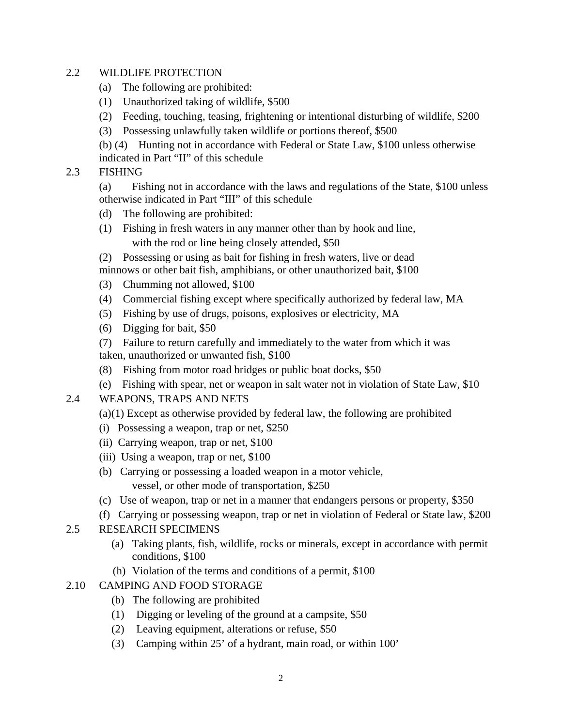2.2 WILDLIFE PROTECTION

(a) The following are prohibited:

(1) Unauthorized taking of wildlife, $500

(2) Feeding, touching, teasing, frightening or intentional disturbing of wildlife, $200

(3) Possessing unlawfully taken wildlife or portions thereof, $500

(b) (4) Hunting not in accordance with Federal or State Law, $100 unless otherwise indicated in Part "II" of this schedule

2.3 FISHING

(a) Fishing not in accordance with the laws and regulations of the State, $100 unless otherwise indicated in Part "III" of this schedule

(d) The following are prohibited:

(1) Fishing in fresh waters in any manner other than by hook and line, with the rod or line being closely attended, $50

(2) Possessing or using as bait for fishing in fresh waters, live or dead minnows or other bait fish, amphibians, or other unauthorized bait, $100

(3) Chumming not allowed, $100

(4) Commercial fishing except where specifically authorized by federal law, MA

(5) Fishing by use of drugs, poisons, explosives or electricity, MA

(6) Digging for bait, $50

(7) Failure to return carefully and immediately to the water from which it was taken, unauthorized or unwanted fish, $100

(8) Fishing from motor road bridges or public boat docks, $50

(e) Fishing with spear, net or weapon in salt water not in violation of State Law, $10

2.4 WEAPONS, TRAPS AND NETS

(a)(1) Except as otherwise provided by federal law, the following are prohibited

(i) Possessing a weapon, trap or net, $250

(ii) Carrying weapon, trap or net, $100

(iii) Using a weapon, trap or net, $100

(b) Carrying or possessing a loaded weapon in a motor vehicle, vessel, or other mode of transportation, $250

(c) Use of weapon, trap or net in a manner that endangers persons or property, $350

(f) Carrying or possessing weapon, trap or net in violation of Federal or State law, $200

2.5 RESEARCH SPECIMENS

(a) Taking plants, fish, wildlife, rocks or minerals, except in accordance with permit conditions, $100

(h) Violation of the terms and conditions of a permit, $100

2.10 CAMPING AND FOOD STORAGE

(b) The following are prohibited

(1) Digging or leveling of the ground at a campsite, $50

(2) Leaving equipment, alterations or refuse, $50

(3) Camping within 25' of a hydrant, main road, or within 100'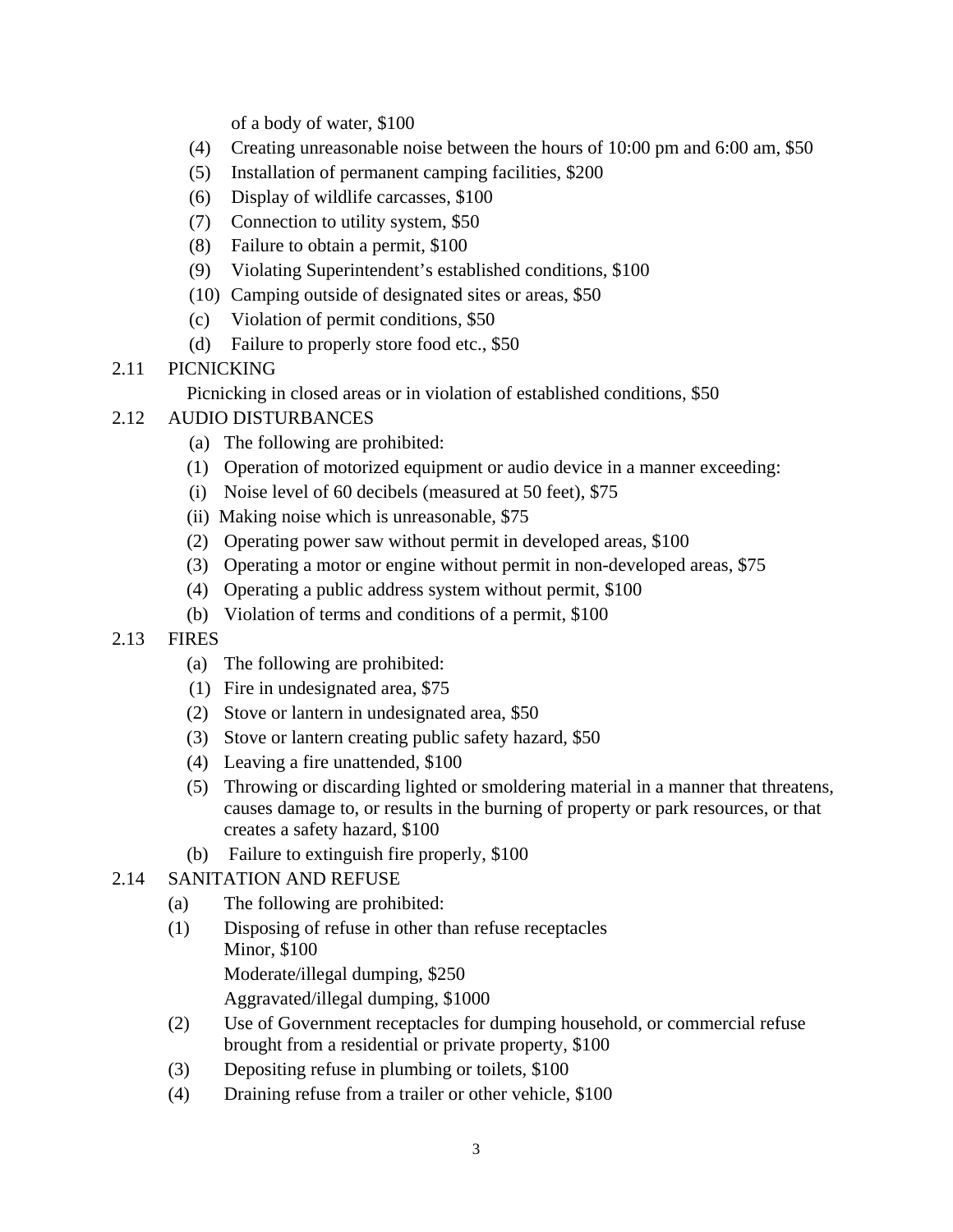of a body of water, $100

(4) Creating unreasonable noise between the hours of 10:00 pm and 6:00 am, $50

(5) Installation of permanent camping facilities, $200

(6) Display of wildlife carcasses, $100

(7) Connection to utility system, $50

(8) Failure to obtain a permit, $100

(9) Violating Superintendent's established conditions, $100

(10) Camping outside of designated sites or areas, $50

(c) Violation of permit conditions, $50

(d) Failure to properly store food etc., $50

2.11 PICNICKING

Picnicking in closed areas or in violation of established conditions, $50

2.12 AUDIO DISTURBANCES

(a) The following are prohibited:

(1) Operation of motorized equipment or audio device in a manner exceeding:

(i) Noise level of 60 decibels (measured at 50 feet), $75

(ii) Making noise which is unreasonable, $75

(2) Operating power saw without permit in developed areas, $100

(3) Operating a motor or engine without permit in non-developed areas, $75

(4) Operating a public address system without permit, $100

(b) Violation of terms and conditions of a permit, $100

2.13 FIRES

(a) The following are prohibited:

(1) Fire in undesignated area, $75

(2) Stove or lantern in undesignated area, $50

(3) Stove or lantern creating public safety hazard, $50

(4) Leaving a fire unattended, $100

(5) Throwing or discarding lighted or smoldering material in a manner that threatens, causes damage to, or results in the burning of property or park resources, or that creates a safety hazard, $100

(b) Failure to extinguish fire properly, $100

2.14 SANITATION AND REFUSE

(a) The following are prohibited:

(1) Disposing of refuse in other than refuse receptacles
Minor, $100
Moderate/illegal dumping, $250
Aggravated/illegal dumping, $1000

(2) Use of Government receptacles for dumping household, or commercial refuse brought from a residential or private property, $100

(3) Depositing refuse in plumbing or toilets, $100

(4) Draining refuse from a trailer or other vehicle, $100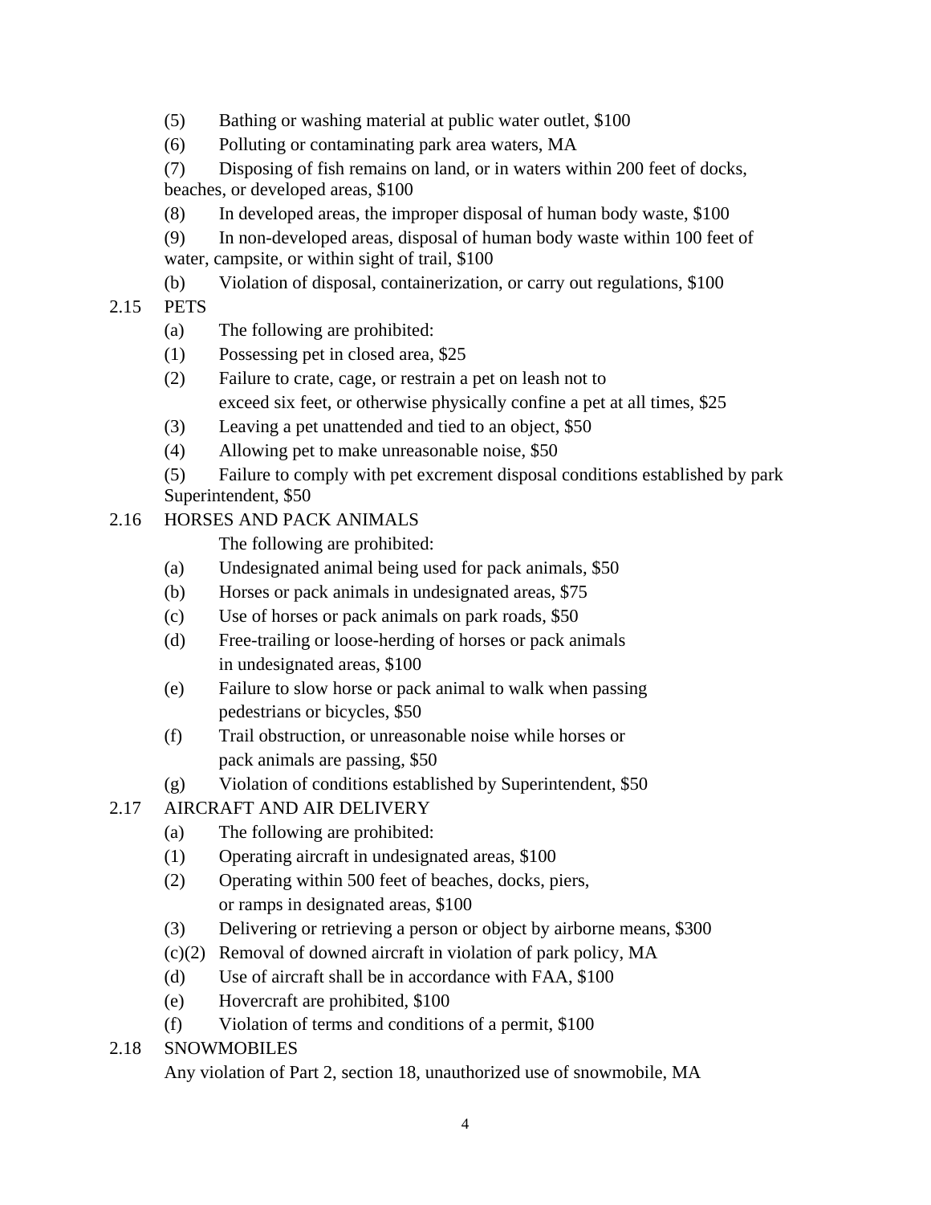(5) Bathing or washing material at public water outlet, $100

(6) Polluting or contaminating park area waters, MA

(7) Disposing of fish remains on land, or in waters within 200 feet of docks, beaches, or developed areas, $100

(8) In developed areas, the improper disposal of human body waste, $100

(9) In non-developed areas, disposal of human body waste within 100 feet of water, campsite, or within sight of trail, $100

(b) Violation of disposal, containerization, or carry out regulations, $100

2.15 PETS

(a) The following are prohibited:

(1) Possessing pet in closed area, $25

(2) Failure to crate, cage, or restrain a pet on leash not to exceed six feet, or otherwise physically confine a pet at all times, $25

(3) Leaving a pet unattended and tied to an object, $50

(4) Allowing pet to make unreasonable noise, $50

(5) Failure to comply with pet excrement disposal conditions established by park Superintendent, $50

2.16 HORSES AND PACK ANIMALS

The following are prohibited:

(a) Undesignated animal being used for pack animals, $50

(b) Horses or pack animals in undesignated areas, $75

(c) Use of horses or pack animals on park roads, $50

(d) Free-trailing or loose-herding of horses or pack animals in undesignated areas, $100

(e) Failure to slow horse or pack animal to walk when passing pedestrians or bicycles, $50

(f) Trail obstruction, or unreasonable noise while horses or pack animals are passing, $50

(g) Violation of conditions established by Superintendent, $50

2.17 AIRCRAFT AND AIR DELIVERY

(a) The following are prohibited:

(1) Operating aircraft in undesignated areas, $100

(2) Operating within 500 feet of beaches, docks, piers, or ramps in designated areas, $100

(3) Delivering or retrieving a person or object by airborne means, $300

(c)(2) Removal of downed aircraft in violation of park policy, MA

(d) Use of aircraft shall be in accordance with FAA, $100

(e) Hovercraft are prohibited, $100

(f) Violation of terms and conditions of a permit, $100

2.18 SNOWMOBILES

Any violation of Part 2, section 18, unauthorized use of snowmobile, MA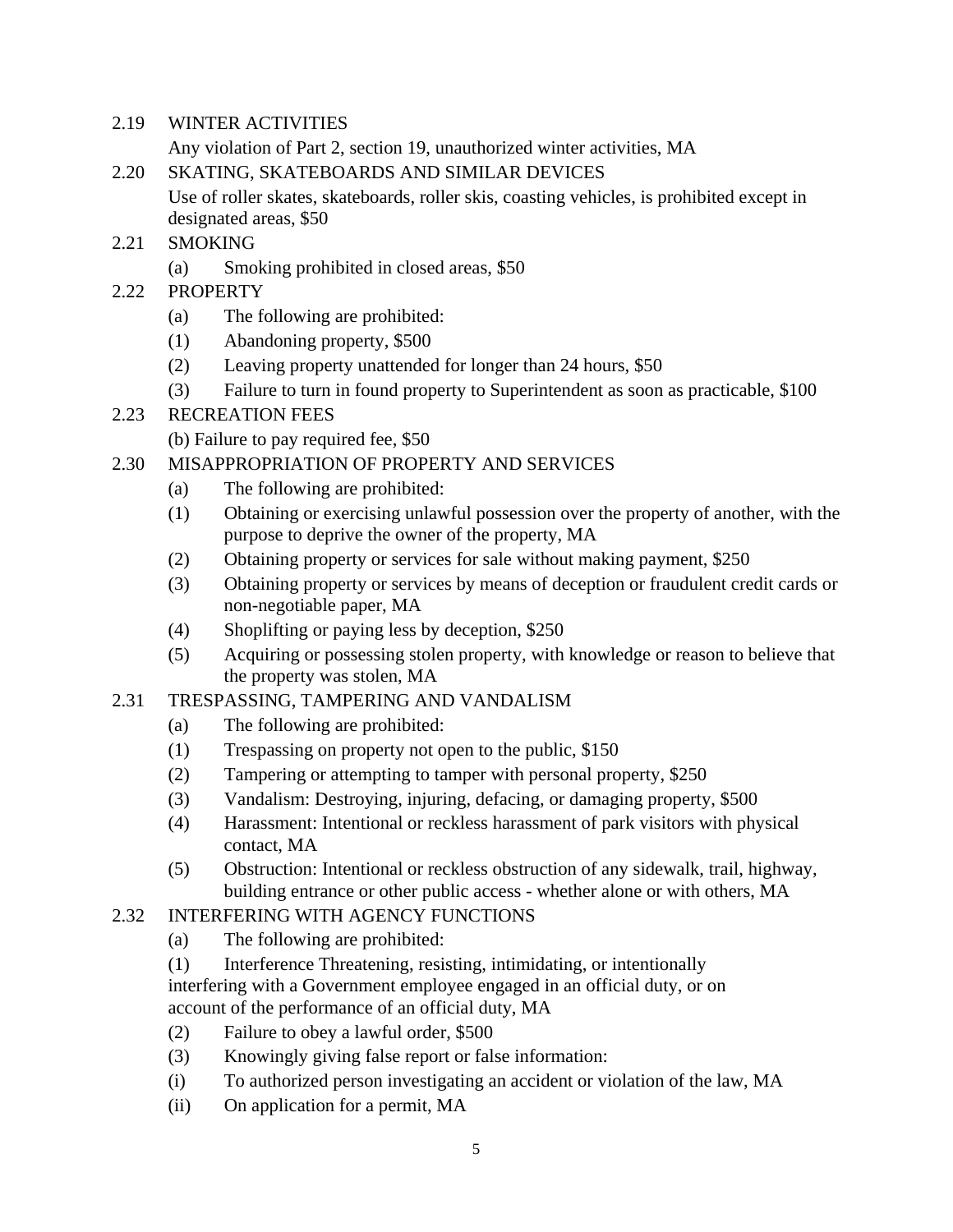2.19 WINTER ACTIVITIES

Any violation of Part 2, section 19, unauthorized winter activities, MA

2.20 SKATING, SKATEBOARDS AND SIMILAR DEVICES

Use of roller skates, skateboards, roller skis, coasting vehicles, is prohibited except in designated areas, $50

2.21 SMOKING

(a) Smoking prohibited in closed areas, $50

2.22 PROPERTY

(a) The following are prohibited:

(1) Abandoning property, $500

(2) Leaving property unattended for longer than 24 hours, $50

(3) Failure to turn in found property to Superintendent as soon as practicable, $100

2.23 RECREATION FEES

(b) Failure to pay required fee, $50

2.30 MISAPPROPRIATION OF PROPERTY AND SERVICES

(a) The following are prohibited:

(1) Obtaining or exercising unlawful possession over the property of another, with the purpose to deprive the owner of the property, MA

(2) Obtaining property or services for sale without making payment, $250

(3) Obtaining property or services by means of deception or fraudulent credit cards or non-negotiable paper, MA

(4) Shoplifting or paying less by deception, $250

(5) Acquiring or possessing stolen property, with knowledge or reason to believe that the property was stolen, MA

2.31 TRESPASSING, TAMPERING AND VANDALISM

(a) The following are prohibited:

(1) Trespassing on property not open to the public, $150

(2) Tampering or attempting to tamper with personal property, $250

(3) Vandalism: Destroying, injuring, defacing, or damaging property, $500

(4) Harassment: Intentional or reckless harassment of park visitors with physical contact, MA

(5) Obstruction: Intentional or reckless obstruction of any sidewalk, trail, highway, building entrance or other public access - whether alone or with others, MA

2.32 INTERFERING WITH AGENCY FUNCTIONS

(a) The following are prohibited:

(1) Interference Threatening, resisting, intimidating, or intentionally interfering with a Government employee engaged in an official duty, or on account of the performance of an official duty, MA

(2) Failure to obey a lawful order, $500

(3) Knowingly giving false report or false information:

(i) To authorized person investigating an accident or violation of the law, MA

(ii) On application for a permit, MA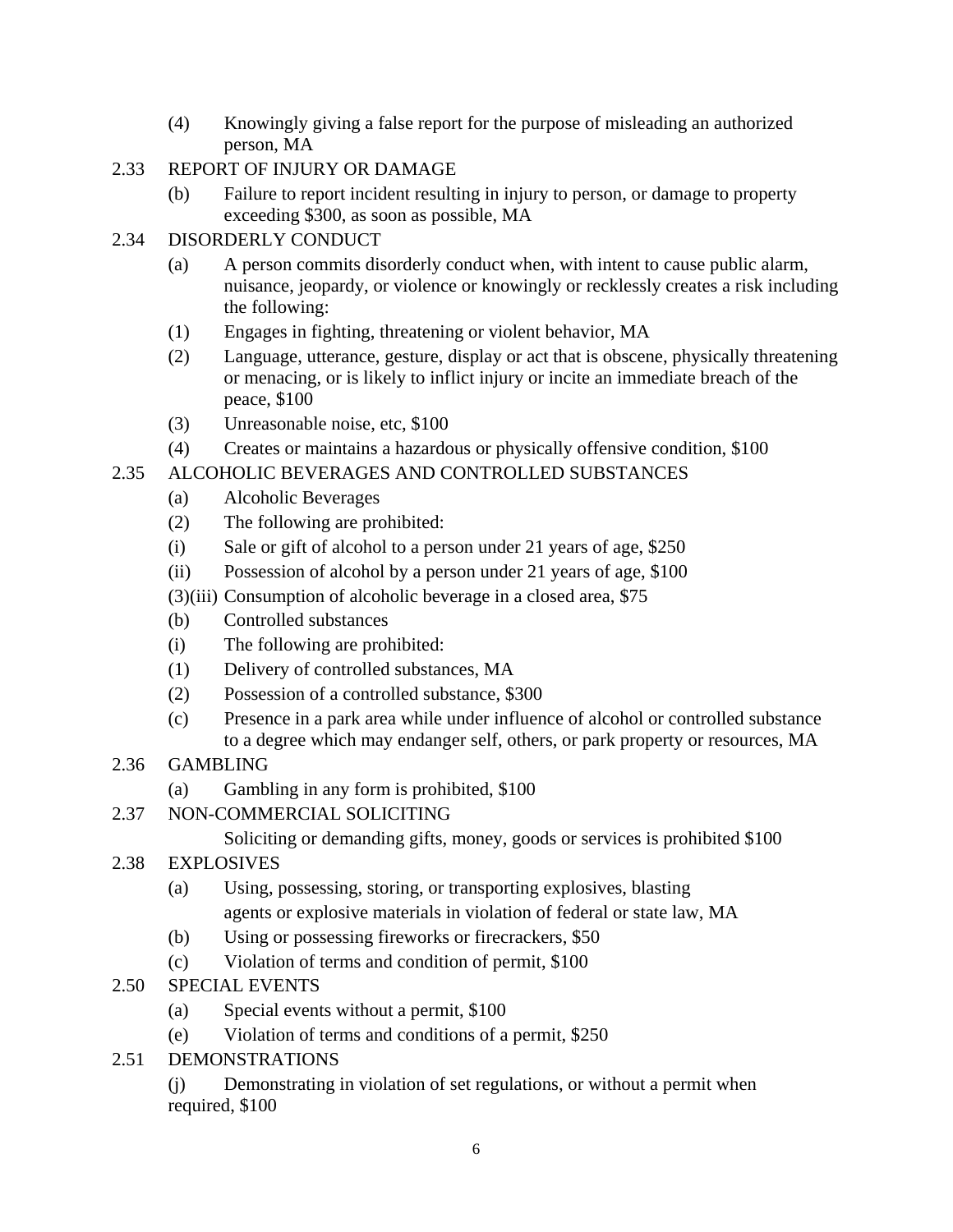(4) Knowingly giving a false report for the purpose of misleading an authorized person, MA

2.33 REPORT OF INJURY OR DAMAGE

(b) Failure to report incident resulting in injury to person, or damage to property exceeding $300, as soon as possible, MA

2.34 DISORDERLY CONDUCT

(a) A person commits disorderly conduct when, with intent to cause public alarm, nuisance, jeopardy, or violence or knowingly or recklessly creates a risk including the following:

(1) Engages in fighting, threatening or violent behavior, MA

(2) Language, utterance, gesture, display or act that is obscene, physically threatening or menacing, or is likely to inflict injury or incite an immediate breach of the peace, $100

(3) Unreasonable noise, etc, $100

(4) Creates or maintains a hazardous or physically offensive condition, $100

2.35 ALCOHOLIC BEVERAGES AND CONTROLLED SUBSTANCES

(a) Alcoholic Beverages

(2) The following are prohibited:

(i) Sale or gift of alcohol to a person under 21 years of age, $250

(ii) Possession of alcohol by a person under 21 years of age, $100

(3)(iii) Consumption of alcoholic beverage in a closed area, $75

(b) Controlled substances

(i) The following are prohibited:

(1) Delivery of controlled substances, MA

(2) Possession of a controlled substance, $300

(c) Presence in a park area while under influence of alcohol or controlled substance to a degree which may endanger self, others, or park property or resources, MA

2.36 GAMBLING

(a) Gambling in any form is prohibited, $100

2.37 NON-COMMERCIAL SOLICITING

Soliciting or demanding gifts, money, goods or services is prohibited $100

2.38 EXPLOSIVES

(a) Using, possessing, storing, or transporting explosives, blasting agents or explosive materials in violation of federal or state law, MA

(b) Using or possessing fireworks or firecrackers, $50

(c) Violation of terms and condition of permit, $100

2.50 SPECIAL EVENTS

(a) Special events without a permit, $100

(e) Violation of terms and conditions of a permit, $250

2.51 DEMONSTRATIONS

(j) Demonstrating in violation of set regulations, or without a permit when required, $100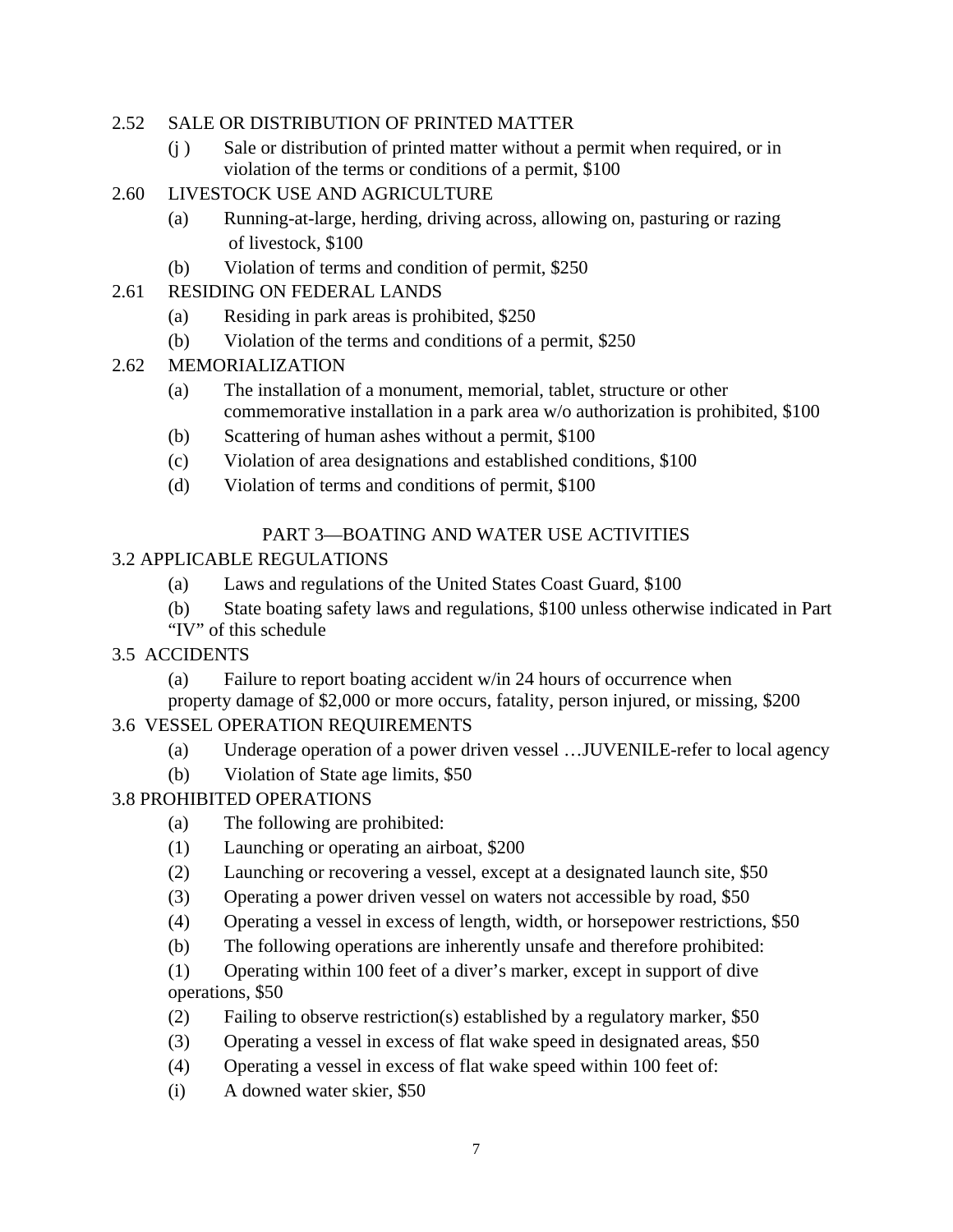2.52 SALE OR DISTRIBUTION OF PRINTED MATTER

(j ) Sale or distribution of printed matter without a permit when required, or in violation of the terms or conditions of a permit, $100

2.60 LIVESTOCK USE AND AGRICULTURE

(a) Running-at-large, herding, driving across, allowing on, pasturing or razing of livestock, $100

(b) Violation of terms and condition of permit, $250

2.61 RESIDING ON FEDERAL LANDS

(a) Residing in park areas is prohibited, $250

(b) Violation of the terms and conditions of a permit, $250

2.62 MEMORIALIZATION

(a) The installation of a monument, memorial, tablet, structure or other commemorative installation in a park area w/o authorization is prohibited, $100

(b) Scattering of human ashes without a permit, $100

(c) Violation of area designations and established conditions, $100

(d) Violation of terms and conditions of permit, $100

PART 3—BOATING AND WATER USE ACTIVITIES

3.2 APPLICABLE REGULATIONS

(a) Laws and regulations of the United States Coast Guard, $100

(b) State boating safety laws and regulations, $100 unless otherwise indicated in Part "IV" of this schedule

3.5 ACCIDENTS

(a) Failure to report boating accident w/in 24 hours of occurrence when property damage of $2,000 or more occurs, fatality, person injured, or missing, $200

3.6 VESSEL OPERATION REQUIREMENTS

(a) Underage operation of a power driven vessel …JUVENILE-refer to local agency

(b) Violation of State age limits, $50

3.8 PROHIBITED OPERATIONS

(a) The following are prohibited:

(1) Launching or operating an airboat, $200

(2) Launching or recovering a vessel, except at a designated launch site, $50

(3) Operating a power driven vessel on waters not accessible by road, $50

(4) Operating a vessel in excess of length, width, or horsepower restrictions, $50

(b) The following operations are inherently unsafe and therefore prohibited:

(1) Operating within 100 feet of a diver's marker, except in support of dive operations, $50

(2) Failing to observe restriction(s) established by a regulatory marker, $50

(3) Operating a vessel in excess of flat wake speed in designated areas, $50

(4) Operating a vessel in excess of flat wake speed within 100 feet of:

(i) A downed water skier, $50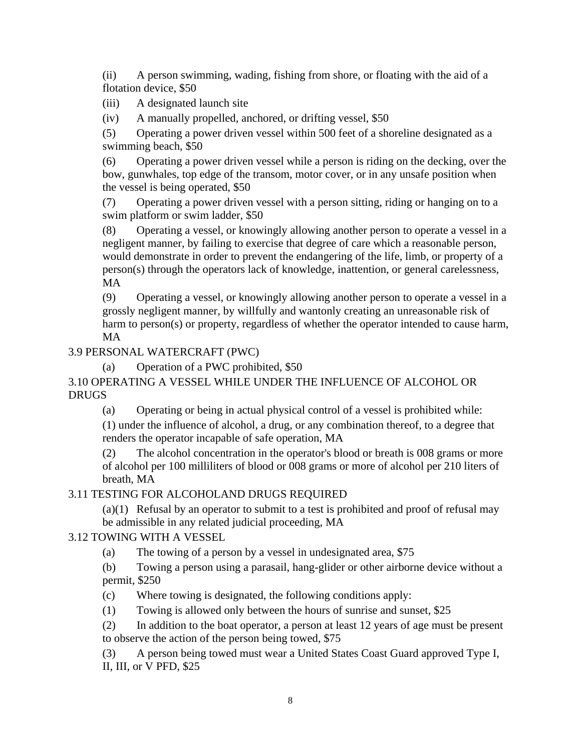(ii) A person swimming, wading, fishing from shore, or floating with the aid of a flotation device, $50

(iii) A designated launch site

(iv) A manually propelled, anchored, or drifting vessel, $50

(5) Operating a power driven vessel within 500 feet of a shoreline designated as a swimming beach, $50

(6) Operating a power driven vessel while a person is riding on the decking, over the bow, gunwhales, top edge of the transom, motor cover, or in any unsafe position when the vessel is being operated, $50

(7) Operating a power driven vessel with a person sitting, riding or hanging on to a swim platform or swim ladder, $50

(8) Operating a vessel, or knowingly allowing another person to operate a vessel in a negligent manner, by failing to exercise that degree of care which a reasonable person, would demonstrate in order to prevent the endangering of the life, limb, or property of a person(s) through the operators lack of knowledge, inattention, or general carelessness, MA

(9) Operating a vessel, or knowingly allowing another person to operate a vessel in a grossly negligent manner, by willfully and wantonly creating an unreasonable risk of harm to person(s) or property, regardless of whether the operator intended to cause harm, MA

3.9 PERSONAL WATERCRAFT (PWC)

(a) Operation of a PWC prohibited, $50

3.10 OPERATING A VESSEL WHILE UNDER THE INFLUENCE OF ALCOHOL OR DRUGS

(a) Operating or being in actual physical control of a vessel is prohibited while:

(1) under the influence of alcohol, a drug, or any combination thereof, to a degree that renders the operator incapable of safe operation, MA

(2) The alcohol concentration in the operator's blood or breath is 008 grams or more of alcohol per 100 milliliters of blood or 008 grams or more of alcohol per 210 liters of breath, MA

3.11 TESTING FOR ALCOHOLAND DRUGS REQUIRED

(a)(1) Refusal by an operator to submit to a test is prohibited and proof of refusal may be admissible in any related judicial proceeding, MA

3.12 TOWING WITH A VESSEL

(a) The towing of a person by a vessel in undesignated area, $75

(b) Towing a person using a parasail, hang-glider or other airborne device without a permit, $250

(c) Where towing is designated, the following conditions apply:

(1) Towing is allowed only between the hours of sunrise and sunset, $25

(2) In addition to the boat operator, a person at least 12 years of age must be present to observe the action of the person being towed, $75

(3) A person being towed must wear a United States Coast Guard approved Type I, II, III, or V PFD, $25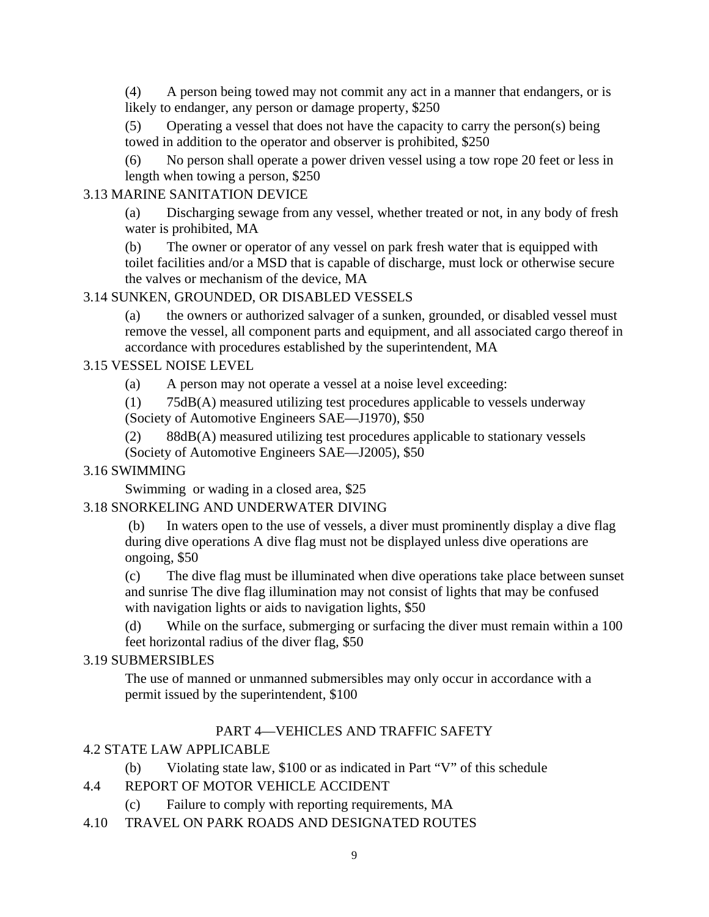(4) A person being towed may not commit any act in a manner that endangers, or is likely to endanger, any person or damage property, $250

(5) Operating a vessel that does not have the capacity to carry the person(s) being towed in addition to the operator and observer is prohibited, $250

(6) No person shall operate a power driven vessel using a tow rope 20 feet or less in length when towing a person, $250

3.13 MARINE SANITATION DEVICE

(a) Discharging sewage from any vessel, whether treated or not, in any body of fresh water is prohibited, MA

(b) The owner or operator of any vessel on park fresh water that is equipped with toilet facilities and/or a MSD that is capable of discharge, must lock or otherwise secure the valves or mechanism of the device, MA

3.14 SUNKEN, GROUNDED, OR DISABLED VESSELS

(a) the owners or authorized salvager of a sunken, grounded, or disabled vessel must remove the vessel, all component parts and equipment, and all associated cargo thereof in accordance with procedures established by the superintendent, MA

3.15 VESSEL NOISE LEVEL

(a) A person may not operate a vessel at a noise level exceeding:

(1) 75dB(A) measured utilizing test procedures applicable to vessels underway (Society of Automotive Engineers SAE—J1970), $50

(2) 88dB(A) measured utilizing test procedures applicable to stationary vessels (Society of Automotive Engineers SAE—J2005), $50

3.16 SWIMMING

Swimming or wading in a closed area, $25

3.18 SNORKELING AND UNDERWATER DIVING

(b) In waters open to the use of vessels, a diver must prominently display a dive flag during dive operations A dive flag must not be displayed unless dive operations are ongoing, $50

(c) The dive flag must be illuminated when dive operations take place between sunset and sunrise The dive flag illumination may not consist of lights that may be confused with navigation lights or aids to navigation lights, $50

(d) While on the surface, submerging or surfacing the diver must remain within a 100 feet horizontal radius of the diver flag, $50

3.19 SUBMERSIBLES

The use of manned or unmanned submersibles may only occur in accordance with a permit issued by the superintendent, $100

## PART 4—VEHICLES AND TRAFFIC SAFETY

4.2 STATE LAW APPLICABLE

(b) Violating state law, $100 or as indicated in Part "V" of this schedule

4.4 REPORT OF MOTOR VEHICLE ACCIDENT

(c) Failure to comply with reporting requirements, MA

4.10 TRAVEL ON PARK ROADS AND DESIGNATED ROUTES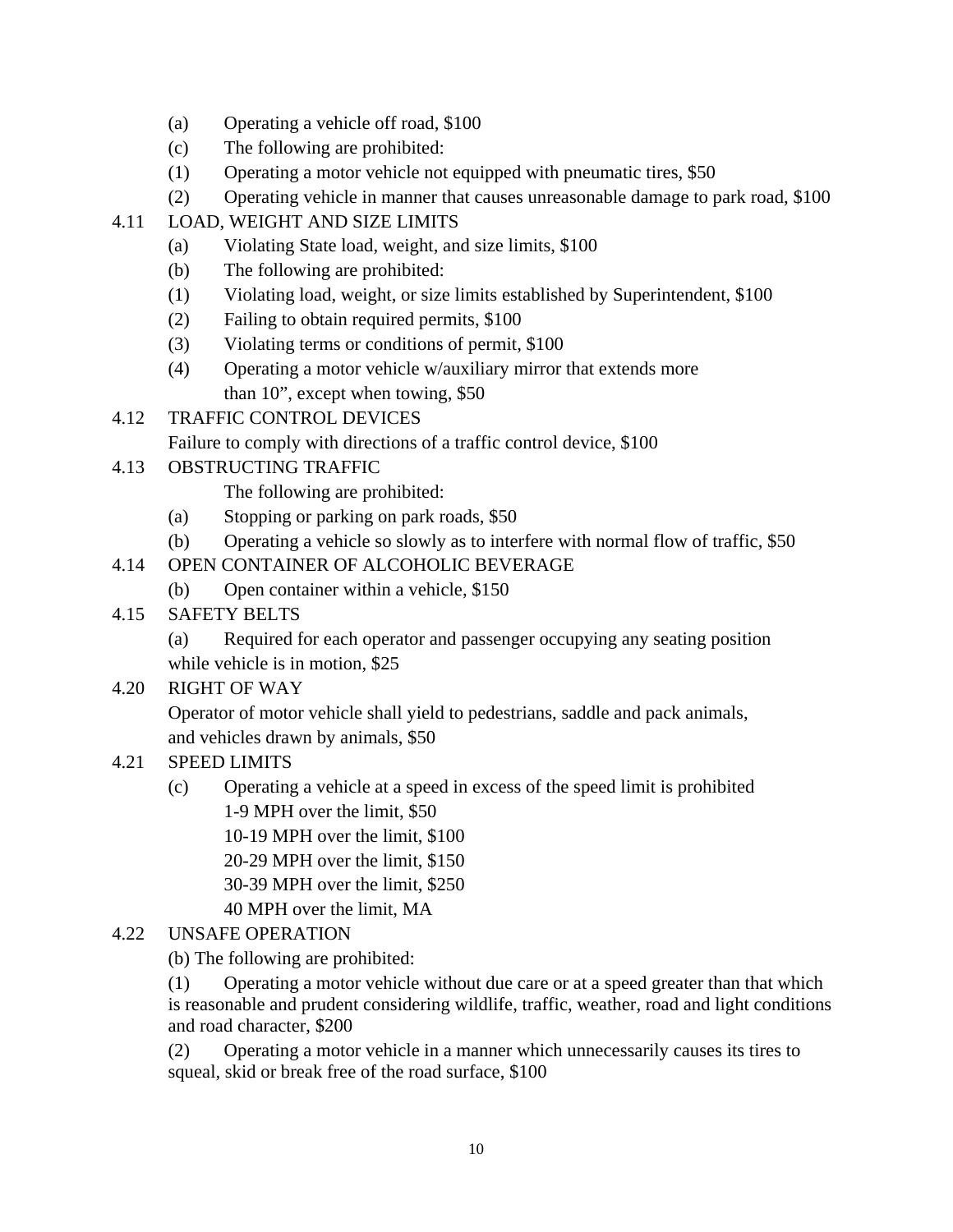(a) Operating a vehicle off road, $100

(c) The following are prohibited:

(1) Operating a motor vehicle not equipped with pneumatic tires, $50

(2) Operating vehicle in manner that causes unreasonable damage to park road, $100

4.11 LOAD, WEIGHT AND SIZE LIMITS

(a) Violating State load, weight, and size limits, $100

(b) The following are prohibited:

(1) Violating load, weight, or size limits established by Superintendent, $100

(2) Failing to obtain required permits, $100

(3) Violating terms or conditions of permit, $100

(4) Operating a motor vehicle w/auxiliary mirror that extends more than 10", except when towing, $50

4.12 TRAFFIC CONTROL DEVICES

Failure to comply with directions of a traffic control device, $100

4.13 OBSTRUCTING TRAFFIC

The following are prohibited:

(a) Stopping or parking on park roads, $50

(b) Operating a vehicle so slowly as to interfere with normal flow of traffic, $50

4.14 OPEN CONTAINER OF ALCOHOLIC BEVERAGE

(b) Open container within a vehicle, $150

4.15 SAFETY BELTS

(a) Required for each operator and passenger occupying any seating position while vehicle is in motion, $25

4.20 RIGHT OF WAY

Operator of motor vehicle shall yield to pedestrians, saddle and pack animals, and vehicles drawn by animals, $50

4.21 SPEED LIMITS

(c) Operating a vehicle at a speed in excess of the speed limit is prohibited

1-9 MPH over the limit, $50

10-19 MPH over the limit, $100

20-29 MPH over the limit, $150

30-39 MPH over the limit, $250

40 MPH over the limit, MA

4.22 UNSAFE OPERATION

(b) The following are prohibited:

(1) Operating a motor vehicle without due care or at a speed greater than that which is reasonable and prudent considering wildlife, traffic, weather, road and light conditions and road character, $200

(2) Operating a motor vehicle in a manner which unnecessarily causes its tires to squeal, skid or break free of the road surface, $100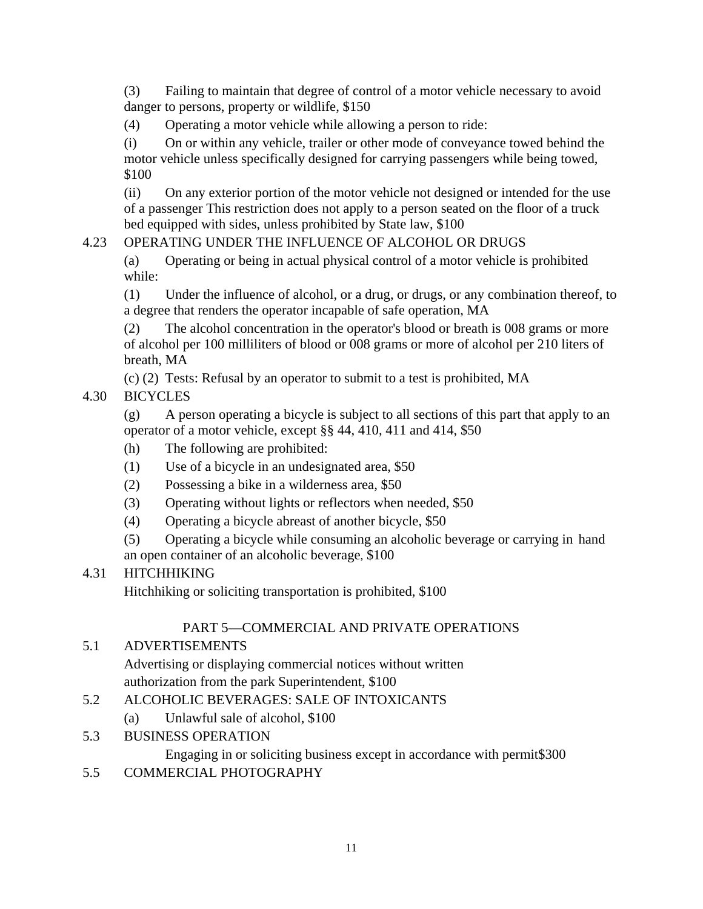(3) Failing to maintain that degree of control of a motor vehicle necessary to avoid danger to persons, property or wildlife, $150

(4) Operating a motor vehicle while allowing a person to ride:

(i) On or within any vehicle, trailer or other mode of conveyance towed behind the motor vehicle unless specifically designed for carrying passengers while being towed, $100

(ii) On any exterior portion of the motor vehicle not designed or intended for the use of a passenger This restriction does not apply to a person seated on the floor of a truck bed equipped with sides, unless prohibited by State law, $100

4.23 OPERATING UNDER THE INFLUENCE OF ALCOHOL OR DRUGS

(a) Operating or being in actual physical control of a motor vehicle is prohibited while:

(1) Under the influence of alcohol, or a drug, or drugs, or any combination thereof, to a degree that renders the operator incapable of safe operation, MA

(2) The alcohol concentration in the operator's blood or breath is 008 grams or more of alcohol per 100 milliliters of blood or 008 grams or more of alcohol per 210 liters of breath, MA

(c) (2) Tests: Refusal by an operator to submit to a test is prohibited, MA

4.30 BICYCLES

(g) A person operating a bicycle is subject to all sections of this part that apply to an operator of a motor vehicle, except §§ 44, 410, 411 and 414, $50

(h) The following are prohibited:

(1) Use of a bicycle in an undesignated area, $50

(2) Possessing a bike in a wilderness area, $50

(3) Operating without lights or reflectors when needed, $50

(4) Operating a bicycle abreast of another bicycle, $50

(5) Operating a bicycle while consuming an alcoholic beverage or carrying in hand an open container of an alcoholic beverage, $100

4.31 HITCHHIKING

Hitchhiking or soliciting transportation is prohibited, $100

PART 5—COMMERCIAL AND PRIVATE OPERATIONS

5.1 ADVERTISEMENTS

Advertising or displaying commercial notices without written authorization from the park Superintendent, $100

5.2 ALCOHOLIC BEVERAGES: SALE OF INTOXICANTS

(a) Unlawful sale of alcohol, $100

5.3 BUSINESS OPERATION

Engaging in or soliciting business except in accordance with permit$300

5.5 COMMERCIAL PHOTOGRAPHY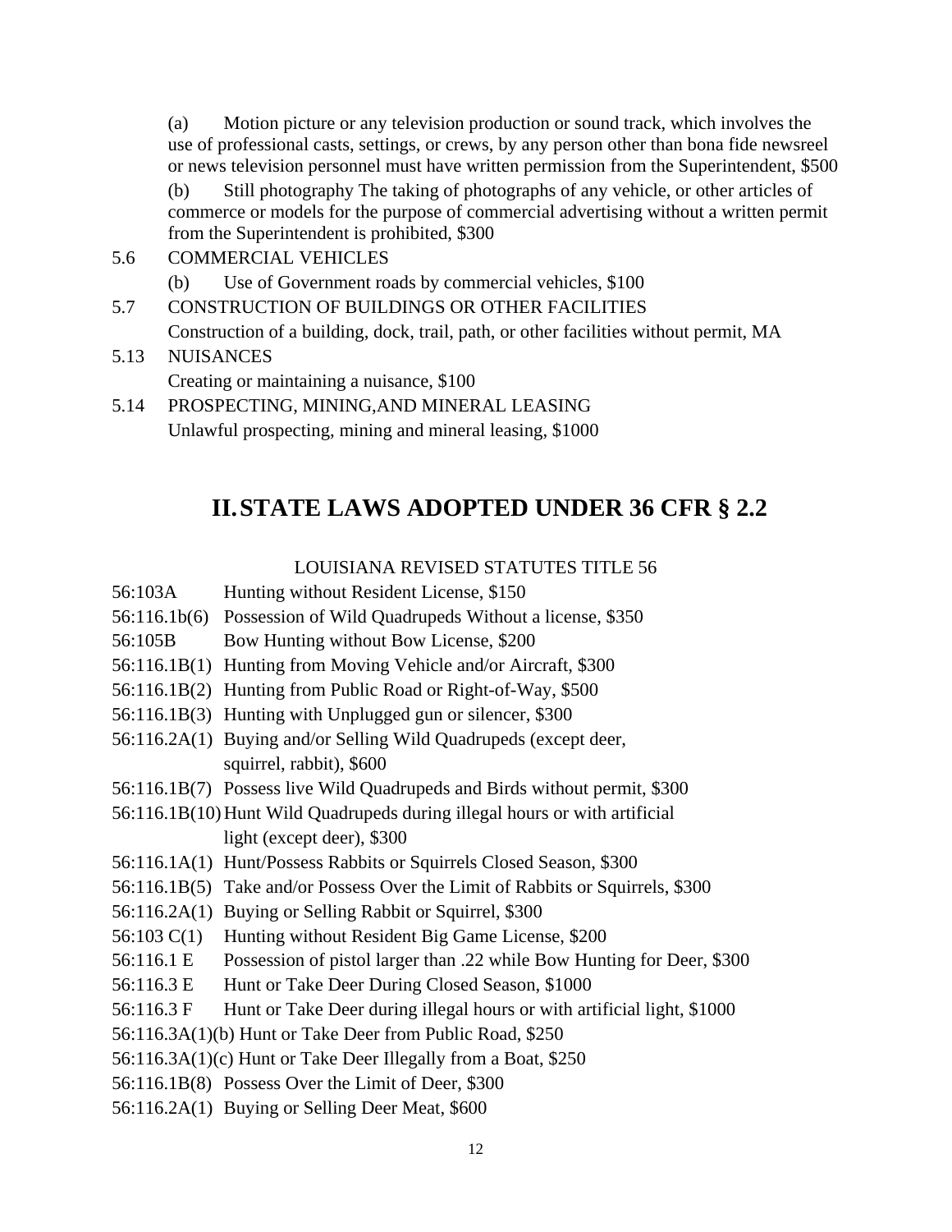(a) Motion picture or any television production or sound track, which involves the use of professional casts, settings, or crews, by any person other than bona fide newsreel or news television personnel must have written permission from the Superintendent, $500

(b) Still photography The taking of photographs of any vehicle, or other articles of commerce or models for the purpose of commercial advertising without a written permit from the Superintendent is prohibited, $300

5.6 COMMERCIAL VEHICLES

(b) Use of Government roads by commercial vehicles, $100

5.7 CONSTRUCTION OF BUILDINGS OR OTHER FACILITIES

Construction of a building, dock, trail, path, or other facilities without permit, MA

5.13 NUISANCES

Creating or maintaining a nuisance, $100

5.14 PROSPECTING, MINING,AND MINERAL LEASING

Unlawful prospecting, mining and mineral leasing, $1000

## II. STATE LAWS ADOPTED UNDER 36 CFR § 2.2

LOUISIANA REVISED STATUTES TITLE 56

56:103A Hunting without Resident License, $150

56:116.1b(6) Possession of Wild Quadrupeds Without a license, $350

56:105B Bow Hunting without Bow License, $200

56:116.1B(1) Hunting from Moving Vehicle and/or Aircraft, $300

56:116.1B(2) Hunting from Public Road or Right-of-Way, $500

56:116.1B(3) Hunting with Unplugged gun or silencer, $300

56:116.2A(1) Buying and/or Selling Wild Quadrupeds (except deer, squirrel, rabbit), $600

56:116.1B(7) Possess live Wild Quadrupeds and Birds without permit, $300

56:116.1B(10) Hunt Wild Quadrupeds during illegal hours or with artificial light (except deer), $300

56:116.1A(1) Hunt/Possess Rabbits or Squirrels Closed Season, $300

56:116.1B(5) Take and/or Possess Over the Limit of Rabbits or Squirrels, $300

56:116.2A(1) Buying or Selling Rabbit or Squirrel, $300

56:103 C(1) Hunting without Resident Big Game License, $200

56:116.1 E Possession of pistol larger than .22 while Bow Hunting for Deer, $300

56:116.3 E Hunt or Take Deer During Closed Season, $1000

56:116.3 F Hunt or Take Deer during illegal hours or with artificial light, $1000

56:116.3A(1)(b) Hunt or Take Deer from Public Road, $250

56:116.3A(1)(c) Hunt or Take Deer Illegally from a Boat, $250

56:116.1B(8) Possess Over the Limit of Deer, $300

56:116.2A(1) Buying or Selling Deer Meat, $600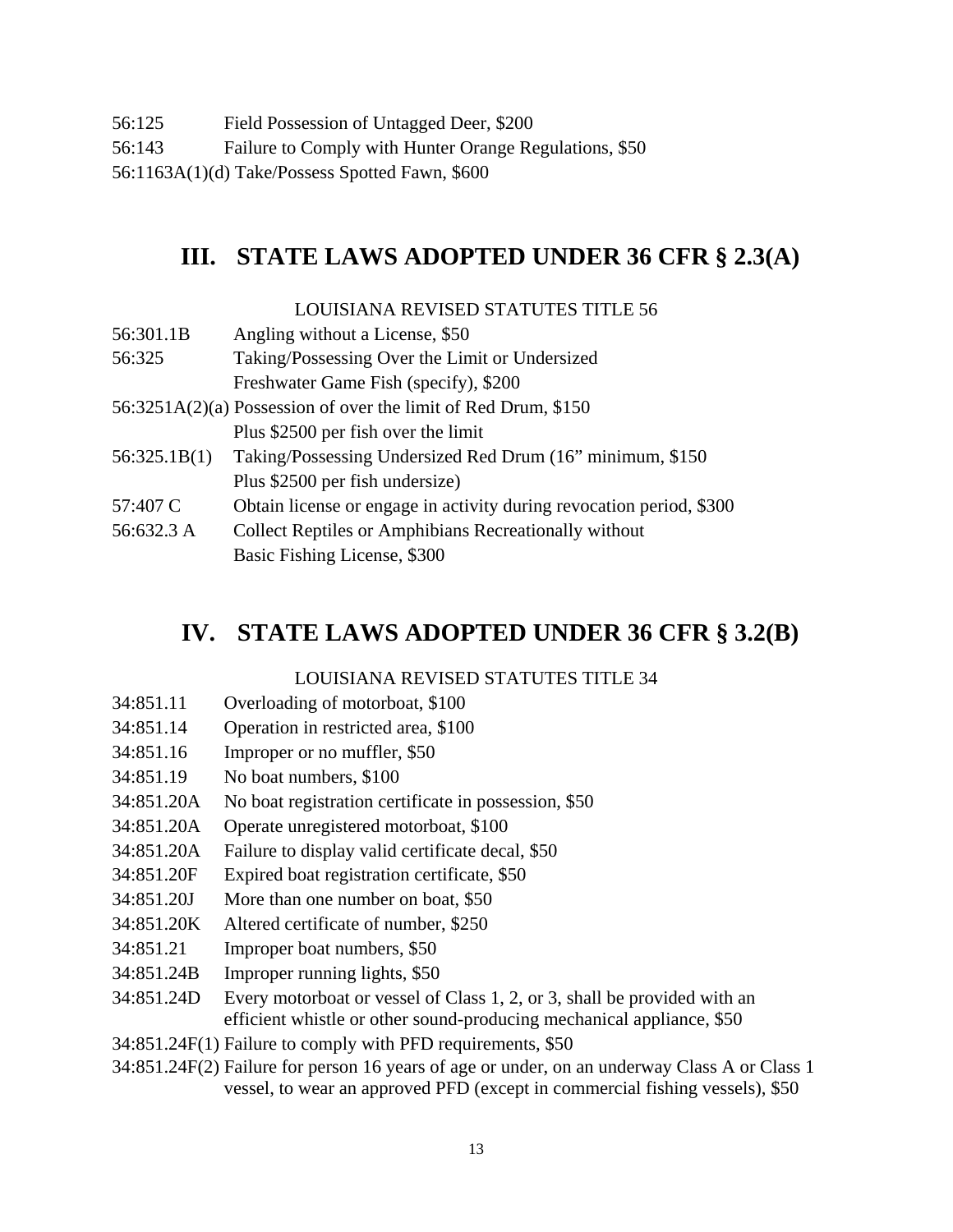56:125 Field Possession of Untagged Deer, $200

56:143 Failure to Comply with Hunter Orange Regulations, $50

56:1163A(1)(d) Take/Possess Spotted Fawn, $600

## III. STATE LAWS ADOPTED UNDER 36 CFR § 2.3(A)

LOUISIANA REVISED STATUTES TITLE 56

| | |
|---|---|
| 56:301.1B | Angling without a License, $50 |
| 56:325 | Taking/Possessing Over the Limit or Undersized Freshwater Game Fish (specify), $200 |
| 56:3251A(2)(a) | Possession of over the limit of Red Drum, $150 Plus $2500 per fish over the limit |
| 56:325.1B(1) | Taking/Possessing Undersized Red Drum (16" minimum, $150 Plus $2500 per fish undersize) |
| 57:407 C | Obtain license or engage in activity during revocation period, $300 |
| 56:632.3 A | Collect Reptiles or Amphibians Recreationally without Basic Fishing License, $300 |

## IV. STATE LAWS ADOPTED UNDER 36 CFR § 3.2(B)

LOUISIANA REVISED STATUTES TITLE 34

| | |
|---|---|
| 34:851.11 | Overloading of motorboat, $100 |
| 34:851.14 | Operation in restricted area, $100 |
| 34:851.16 | Improper or no muffler, $50 |
| 34:851.19 | No boat numbers, $100 |
| 34:851.20A | No boat registration certificate in possession, $50 |
| 34:851.20A | Operate unregistered motorboat, $100 |
| 34:851.20A | Failure to display valid certificate decal, $50 |
| 34:851.20F | Expired boat registration certificate, $50 |
| 34:851.20J | More than one number on boat, $50 |
| 34:851.20K | Altered certificate of number, $250 |
| 34:851.21 | Improper boat numbers, $50 |
| 34:851.24B | Improper running lights, $50 |
| 34:851.24D | Every motorboat or vessel of Class 1, 2, or 3, shall be provided with an efficient whistle or other sound-producing mechanical appliance, $50 |
| 34:851.24F(1) | Failure to comply with PFD requirements, $50 |
| 34:851.24F(2) | Failure for person 16 years of age or under, on an underway Class A or Class 1 vessel, to wear an approved PFD (except in commercial fishing vessels), $50 |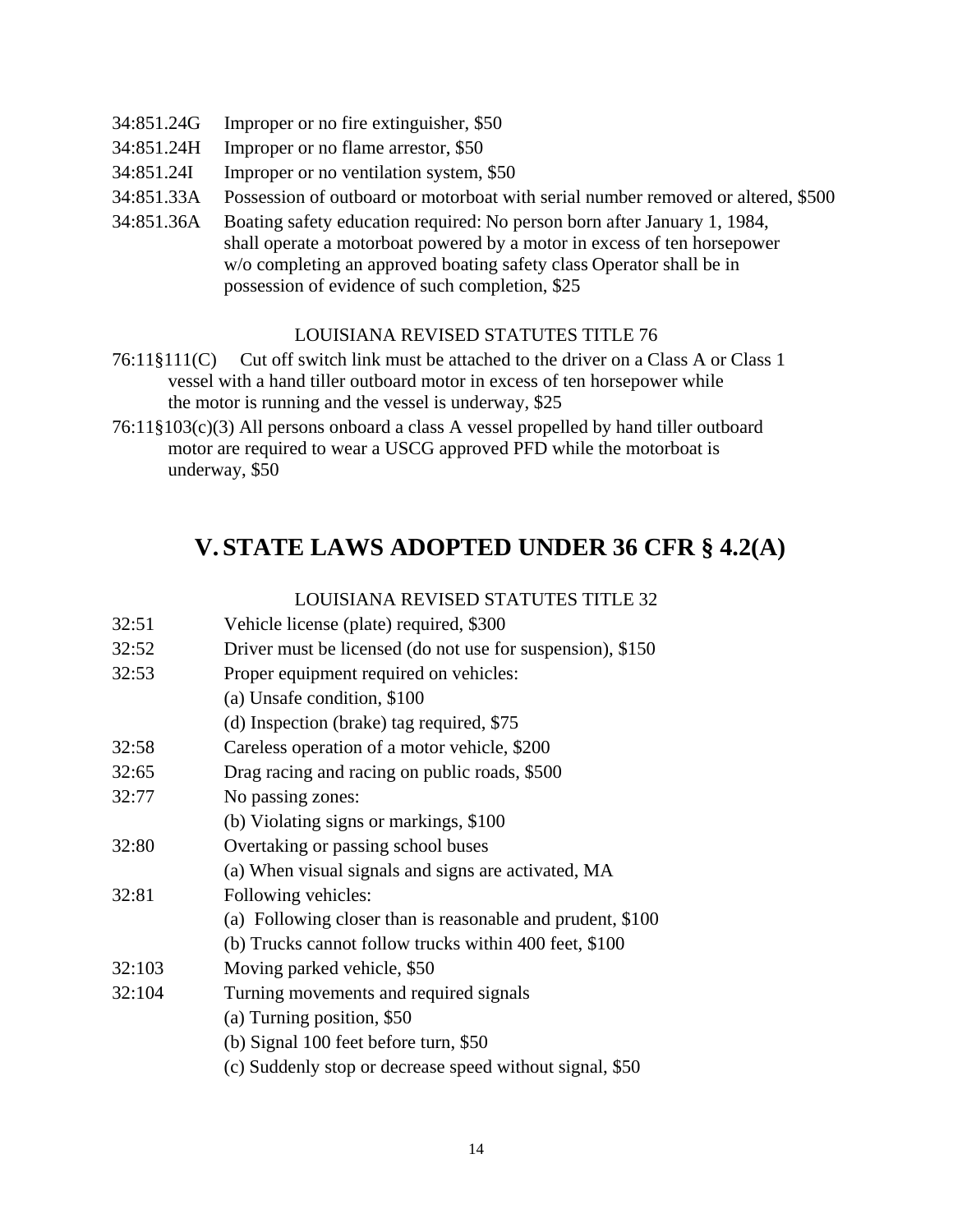34:851.24G Improper or no fire extinguisher, $50

34:851.24H Improper or no flame arrestor, $50

34:851.24I Improper or no ventilation system, $50

34:851.33A Possession of outboard or motorboat with serial number removed or altered, $500

34:851.36A Boating safety education required: No person born after January 1, 1984, shall operate a motorboat powered by a motor in excess of ten horsepower w/o completing an approved boating safety class Operator shall be in possession of evidence of such completion, $25

LOUISIANA REVISED STATUTES TITLE 76

76:11§111(C) Cut off switch link must be attached to the driver on a Class A or Class 1 vessel with a hand tiller outboard motor in excess of ten horsepower while the motor is running and the vessel is underway, $25

76:11§103(c)(3) All persons onboard a class A vessel propelled by hand tiller outboard motor are required to wear a USCG approved PFD while the motorboat is underway, $50

## V. STATE LAWS ADOPTED UNDER 36 CFR § 4.2(A)

LOUISIANA REVISED STATUTES TITLE 32

32:51 Vehicle license (plate) required, $300

32:52 Driver must be licensed (do not use for suspension), $150

32:53 Proper equipment required on vehicles:
- (a) Unsafe condition, $100
- (d) Inspection (brake) tag required, $75

32:58 Careless operation of a motor vehicle, $200

32:65 Drag racing and racing on public roads, $500

32:77 No passing zones:
- (b) Violating signs or markings, $100

32:80 Overtaking or passing school buses
- (a) When visual signals and signs are activated, MA

32:81 Following vehicles:
- (a) Following closer than is reasonable and prudent, $100
- (b) Trucks cannot follow trucks within 400 feet, $100

32:103 Moving parked vehicle, $50

32:104 Turning movements and required signals
- (a) Turning position, $50
- (b) Signal 100 feet before turn, $50
- (c) Suddenly stop or decrease speed without signal, $50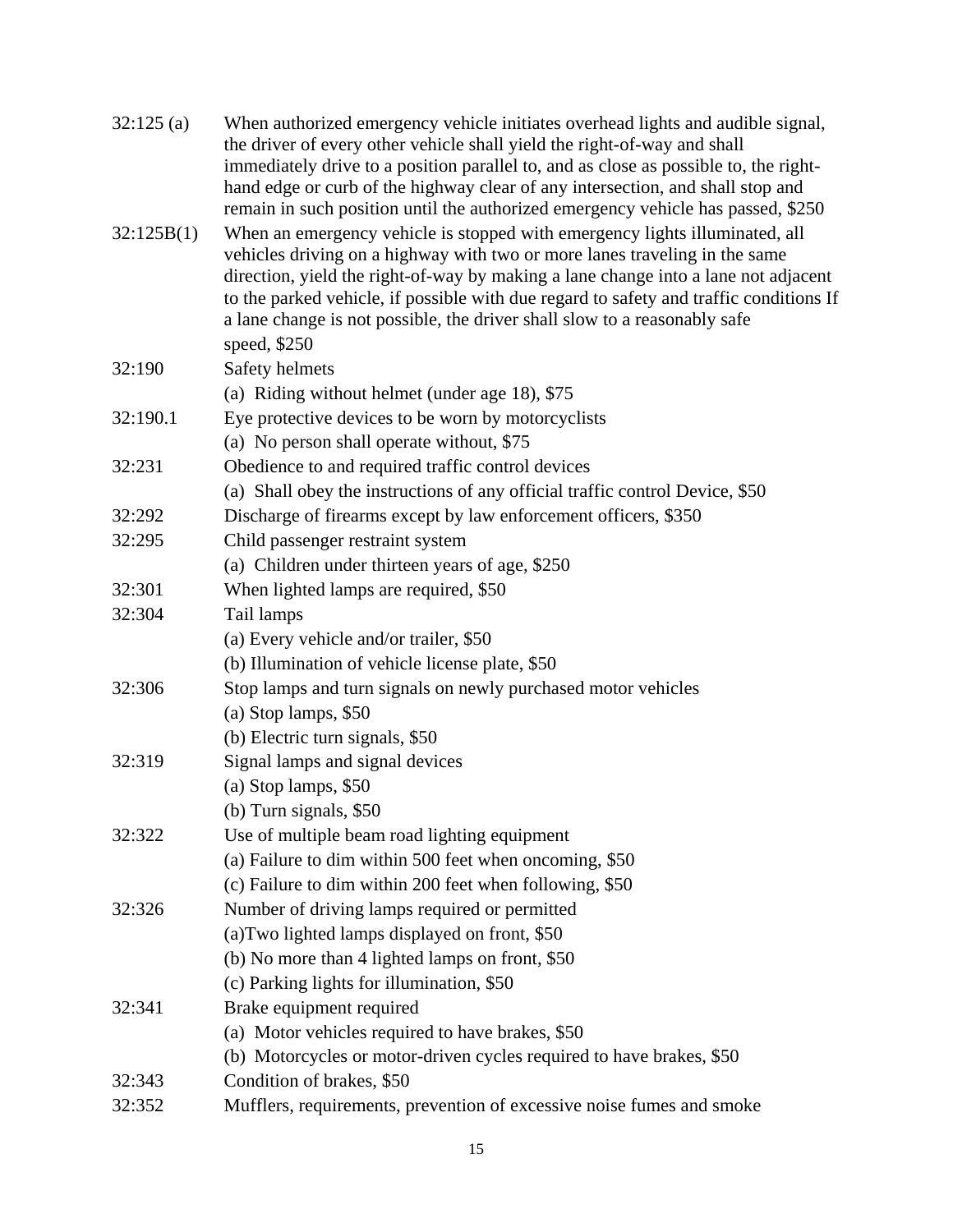| | |
|---|---|
| 32:125 (a) | When authorized emergency vehicle initiates overhead lights and audible signal, the driver of every other vehicle shall yield the right-of-way and shall immediately drive to a position parallel to, and as close as possible to, the right-hand edge or curb of the highway clear of any intersection, and shall stop and remain in such position until the authorized emergency vehicle has passed, $250 |
| 32:125B(1) | When an emergency vehicle is stopped with emergency lights illuminated, all vehicles driving on a highway with two or more lanes traveling in the same direction, yield the right-of-way by making a lane change into a lane not adjacent to the parked vehicle, if possible with due regard to safety and traffic conditions If a lane change is not possible, the driver shall slow to a reasonably safe speed, $250 |
| 32:190 | Safety helmets |
| | (a) Riding without helmet (under age 18), $75 |
| 32:190.1 | Eye protective devices to be worn by motorcyclists |
| | (a) No person shall operate without, $75 |
| 32:231 | Obedience to and required traffic control devices |
| | (a) Shall obey the instructions of any official traffic control Device, $50 |
| 32:292 | Discharge of firearms except by law enforcement officers, $350 |
| 32:295 | Child passenger restraint system |
| | (a) Children under thirteen years of age, $250 |
| 32:301 | When lighted lamps are required, $50 |
| 32:304 | Tail lamps |
| | (a) Every vehicle and/or trailer, $50 |
| | (b) Illumination of vehicle license plate, $50 |
| 32:306 | Stop lamps and turn signals on newly purchased motor vehicles |
| | (a) Stop lamps, $50 |
| | (b) Electric turn signals, $50 |
| 32:319 | Signal lamps and signal devices |
| | (a) Stop lamps, $50 |
| | (b) Turn signals, $50 |
| 32:322 | Use of multiple beam road lighting equipment |
| | (a) Failure to dim within 500 feet when oncoming, $50 |
| | (c) Failure to dim within 200 feet when following, $50 |
| 32:326 | Number of driving lamps required or permitted |
| | (a)Two lighted lamps displayed on front, $50 |
| | (b) No more than 4 lighted lamps on front, $50 |
| | (c) Parking lights for illumination, $50 |
| 32:341 | Brake equipment required |
| | (a) Motor vehicles required to have brakes, $50 |
| | (b) Motorcycles or motor-driven cycles required to have brakes, $50 |
| 32:343 | Condition of brakes, $50 |
| 32:352 | Mufflers, requirements, prevention of excessive noise fumes and smoke |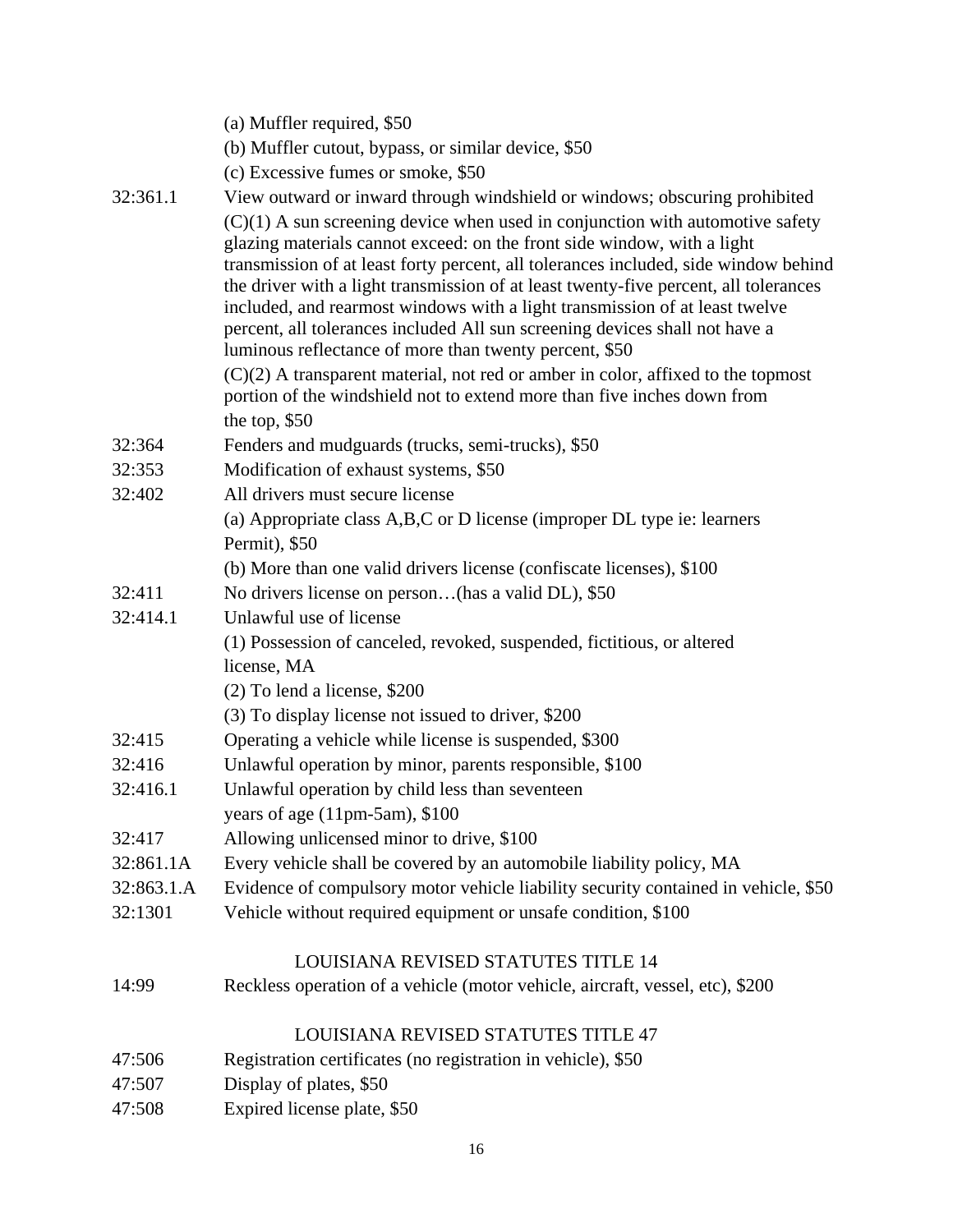| | |
|---|---|
| | (a) Muffler required, $50 |
| | (b) Muffler cutout, bypass, or similar device, $50 |
| | (c) Excessive fumes or smoke, $50 |
| 32:361.1 | View outward or inward through windshield or windows; obscuring prohibited |
| | (C)(1) A sun screening device when used in conjunction with automotive safety glazing materials cannot exceed: on the front side window, with a light transmission of at least forty percent, all tolerances included, side window behind the driver with a light transmission of at least twenty-five percent, all tolerances included, and rearmost windows with a light transmission of at least twelve percent, all tolerances included All sun screening devices shall not have a luminous reflectance of more than twenty percent, $50 |
| | (C)(2) A transparent material, not red or amber in color, affixed to the topmost portion of the windshield not to extend more than five inches down from the top, $50 |
| 32:364 | Fenders and mudguards (trucks, semi-trucks), $50 |
| 32:353 | Modification of exhaust systems, $50 |
| 32:402 | All drivers must secure license |
| | (a) Appropriate class A,B,C or D license (improper DL type ie: learners Permit), $50 |
| | (b) More than one valid drivers license (confiscate licenses), $100 |
| 32:411 | No drivers license on person…(has a valid DL), $50 |
| 32:414.1 | Unlawful use of license |
| | (1) Possession of canceled, revoked, suspended, fictitious, or altered license, MA |
| | (2) To lend a license, $200 |
| | (3) To display license not issued to driver, $200 |
| 32:415 | Operating a vehicle while license is suspended, $300 |
| 32:416 | Unlawful operation by minor, parents responsible, $100 |
| 32:416.1 | Unlawful operation by child less than seventeen years of age (11pm-5am), $100 |
| 32:417 | Allowing unlicensed minor to drive, $100 |
| 32:861.1A | Every vehicle shall be covered by an automobile liability policy, MA |
| 32:863.1.A | Evidence of compulsory motor vehicle liability security contained in vehicle, $50 |
| 32:1301 | Vehicle without required equipment or unsafe condition, $100 |

## LOUISIANA REVISED STATUTES TITLE 14

| | |
|---|---|
| 14:99 | Reckless operation of a vehicle (motor vehicle, aircraft, vessel, etc), $200 |

## LOUISIANA REVISED STATUTES TITLE 47

| | |
|---|---|
| 47:506 | Registration certificates (no registration in vehicle), $50 |
| 47:507 | Display of plates, $50 |
| 47:508 | Expired license plate, $50 |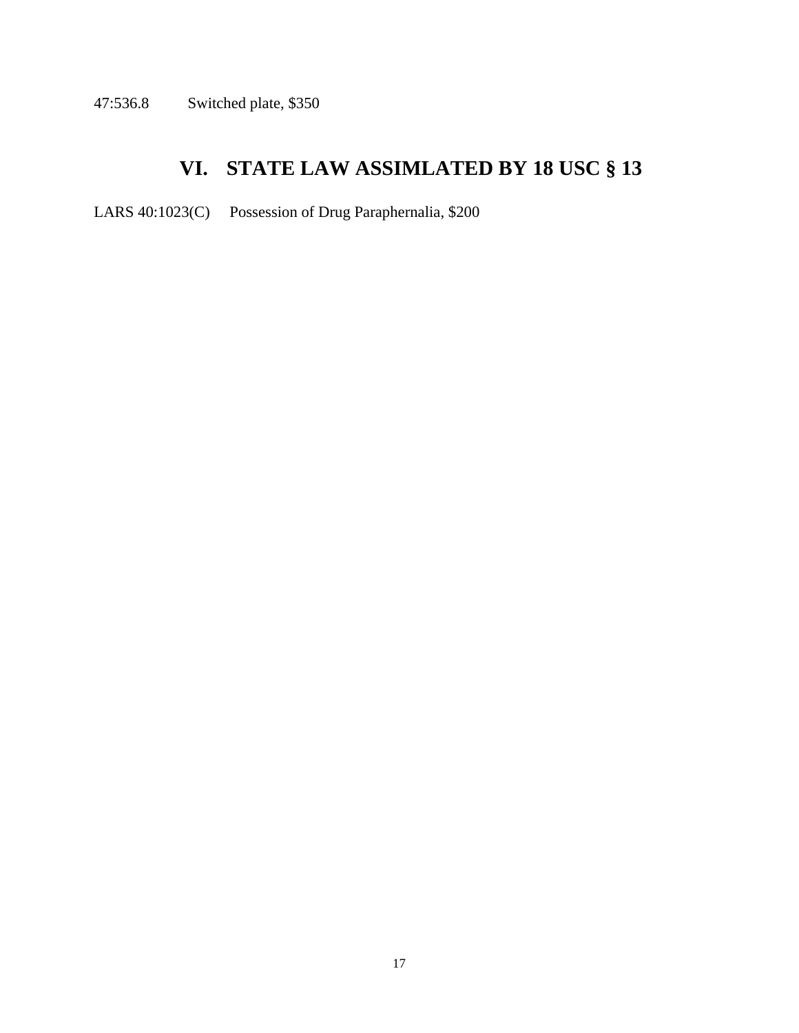47:536.8 Switched plate, $350

## VI. STATE LAW ASSIMLATED BY 18 USC § 13

LARS 40:1023(C) Possession of Drug Paraphernalia, $200